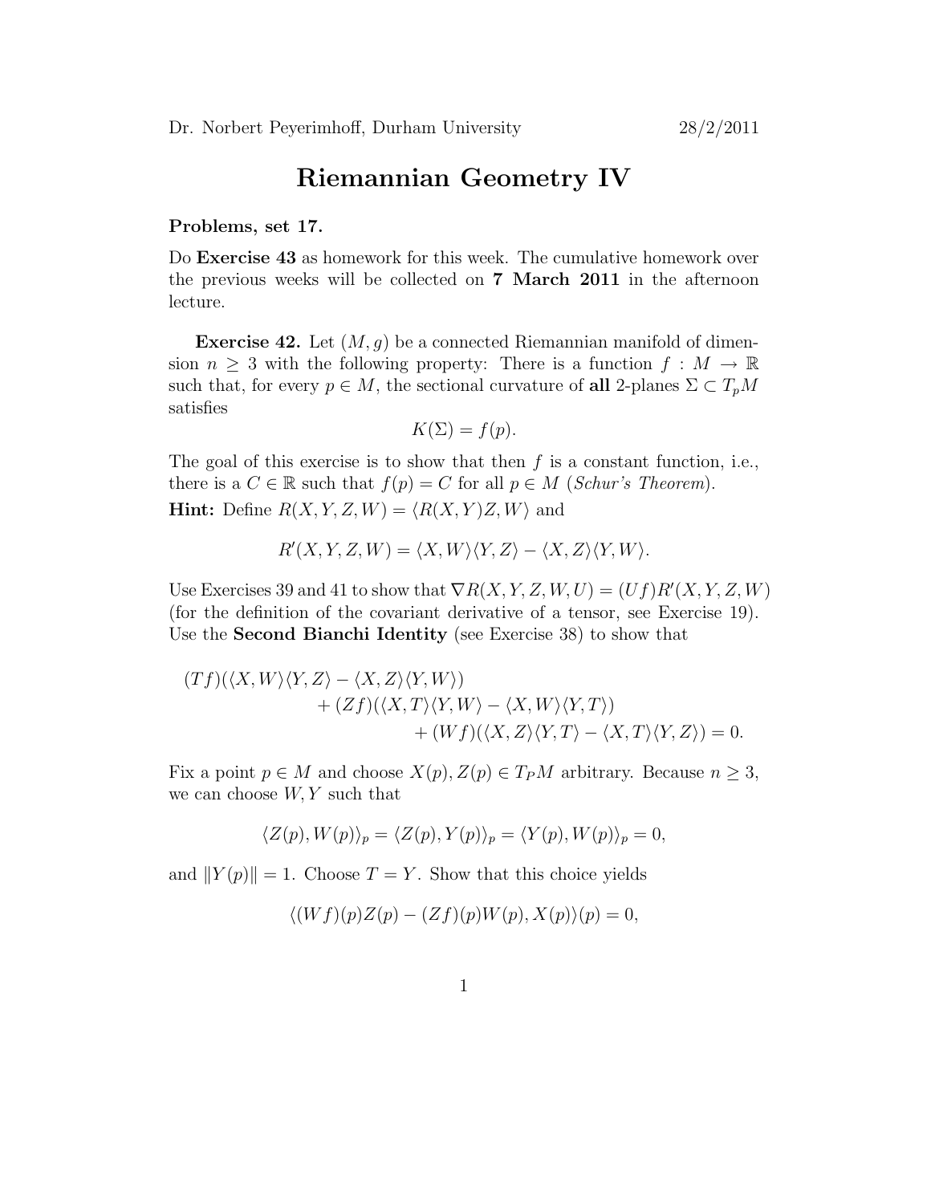Dr. Norbert Peyerimhoff, Durham University 28/2/2011

# Riemannian Geometry IV

**Problems, set 17.**

Do **Exercise 43** as homework for this week. The cumulative homework over the previous weeks will be collected on **7 March 2011** in the afternoon lecture.

**Exercise 42.** Let $(M, g)$ be a connected Riemannian manifold of dimension $n \geq 3$ with the following property: There is a function $f : M \to \mathbb{R}$ such that, for every $p \in M$, the sectional curvature of **all** 2-planes $\Sigma \subset T_pM$ satisfies

$$K(\Sigma) = f(p).$$

The goal of this exercise is to show that then $f$ is a constant function, i.e., there is a $C \in \mathbb{R}$ such that $f(p) = C$ for all $p \in M$ (*Schur's Theorem*).

**Hint:** Define $R(X, Y, Z, W) = \langle R(X, Y)Z, W\rangle$ and

$$R'(X, Y, Z, W) = \langle X, W\rangle\langle Y, Z\rangle - \langle X, Z\rangle\langle Y, W\rangle.$$

Use Exercises 39 and 41 to show that $\nabla R(X, Y, Z, W, U) = (Uf)R'(X, Y, Z, W)$ (for the definition of the covariant derivative of a tensor, see Exercise 19). Use the **Second Bianchi Identity** (see Exercise 38) to show that

$$\begin{aligned}(Tf)(\langle X, W\rangle\langle Y, Z\rangle - \langle X, Z\rangle\langle Y, W\rangle)& \\ + (Zf)(\langle X, T\rangle\langle Y, W\rangle - \langle X, W\rangle\langle Y, T\rangle)& \\ + (Wf)(\langle X, Z\rangle\langle Y, T\rangle - \langle X, T\rangle\langle Y, Z\rangle) &= 0.\end{aligned}$$

Fix a point $p \in M$ and choose $X(p), Z(p) \in T_PM$ arbitrary. Because $n \geq 3$, we can choose $W, Y$ such that

$$\langle Z(p), W(p)\rangle_p = \langle Z(p), Y(p)\rangle_p = \langle Y(p), W(p)\rangle_p = 0,$$

and $\|Y(p)\| = 1$. Choose $T = Y$. Show that this choice yields

$$\langle (Wf)(p)Z(p) - (Zf)(p)W(p), X(p)\rangle(p) = 0,$$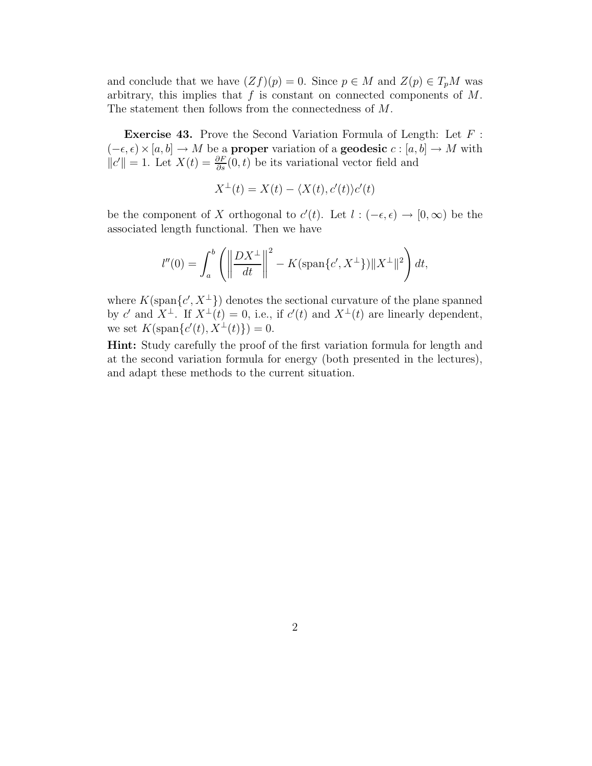and conclude that we have $(Zf)(p) = 0$. Since $p \in M$ and $Z(p) \in T_pM$ was arbitrary, this implies that $f$ is constant on connected components of $M$. The statement then follows from the connectedness of $M$.

**Exercise 43.** Prove the Second Variation Formula of Length: Let $F : (-\epsilon, \epsilon) \times [a, b] \to M$ be a **proper** variation of a **geodesic** $c : [a, b] \to M$ with $\|c'\| = 1$. Let $X(t) = \frac{\partial F}{\partial s}(0, t)$ be its variational vector field and

$$X^\perp(t) = X(t) - \langle X(t), c'(t) \rangle c'(t)$$

be the component of $X$ orthogonal to $c'(t)$. Let $l : (-\epsilon, \epsilon) \to [0, \infty)$ be the associated length functional. Then we have

$$l''(0) = \int_a^b \left( \left\| \frac{DX^\perp}{dt} \right\|^2 - K(\text{span}\{c', X^\perp\}) \|X^\perp\|^2 \right) dt,$$

where $K(\text{span}\{c', X^\perp\})$ denotes the sectional curvature of the plane spanned by $c'$ and $X^\perp$. If $X^\perp(t) = 0$, i.e., if $c'(t)$ and $X^\perp(t)$ are linearly dependent, we set $K(\text{span}\{c'(t), X^\perp(t)\}) = 0$.

**Hint:** Study carefully the proof of the first variation formula for length and at the second variation formula for energy (both presented in the lectures), and adapt these methods to the current situation.